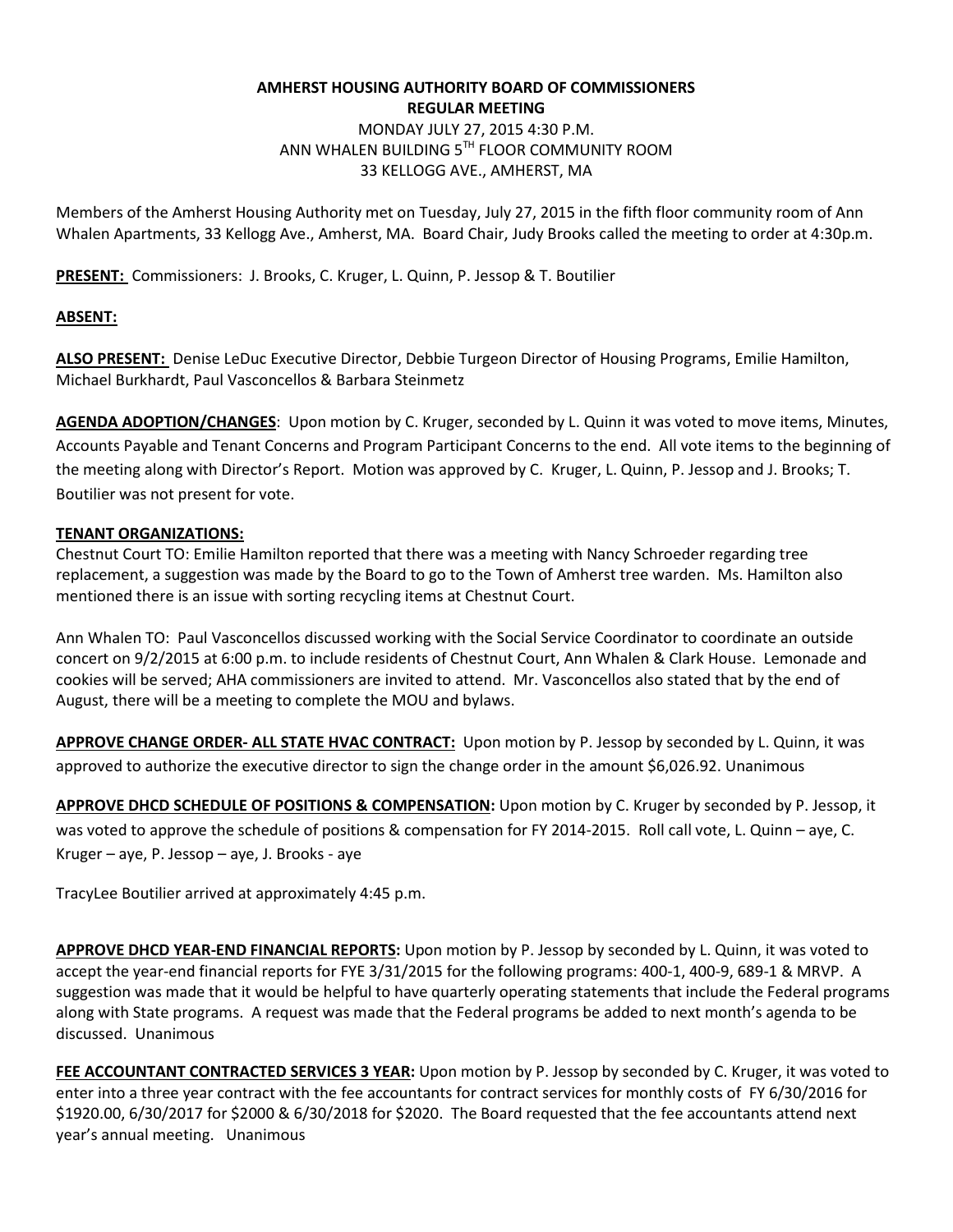**AMHERST HOUSING AUTHORITY BOARD OF COMMISSIONERS**
**REGULAR MEETING**
MONDAY JULY 27, 2015 4:30 P.M.
ANN WHALEN BUILDING 5TH FLOOR COMMUNITY ROOM
33 KELLOGG AVE., AMHERST, MA

Members of the Amherst Housing Authority met on Tuesday, July 27, 2015 in the fifth floor community room of Ann Whalen Apartments, 33 Kellogg Ave., Amherst, MA. Board Chair, Judy Brooks called the meeting to order at 4:30p.m.

**PRESENT:** Commissioners: J. Brooks, C. Kruger, L. Quinn, P. Jessop & T. Boutilier

**ABSENT:**

**ALSO PRESENT:** Denise LeDuc Executive Director, Debbie Turgeon Director of Housing Programs, Emilie Hamilton, Michael Burkhardt, Paul Vasconcellos & Barbara Steinmetz

**AGENDA ADOPTION/CHANGES**: Upon motion by C. Kruger, seconded by L. Quinn it was voted to move items, Minutes, Accounts Payable and Tenant Concerns and Program Participant Concerns to the end. All vote items to the beginning of the meeting along with Director's Report. Motion was approved by C. Kruger, L. Quinn, P. Jessop and J. Brooks; T. Boutilier was not present for vote.

**TENANT ORGANIZATIONS:**

Chestnut Court TO: Emilie Hamilton reported that there was a meeting with Nancy Schroeder regarding tree replacement, a suggestion was made by the Board to go to the Town of Amherst tree warden. Ms. Hamilton also mentioned there is an issue with sorting recycling items at Chestnut Court.

Ann Whalen TO: Paul Vasconcellos discussed working with the Social Service Coordinator to coordinate an outside concert on 9/2/2015 at 6:00 p.m. to include residents of Chestnut Court, Ann Whalen & Clark House. Lemonade and cookies will be served; AHA commissioners are invited to attend. Mr. Vasconcellos also stated that by the end of August, there will be a meeting to complete the MOU and bylaws.

**APPROVE CHANGE ORDER- ALL STATE HVAC CONTRACT:** Upon motion by P. Jessop by seconded by L. Quinn, it was approved to authorize the executive director to sign the change order in the amount $6,026.92. Unanimous

**APPROVE DHCD SCHEDULE OF POSITIONS & COMPENSATION:** Upon motion by C. Kruger by seconded by P. Jessop, it was voted to approve the schedule of positions & compensation for FY 2014-2015. Roll call vote, L. Quinn – aye, C. Kruger – aye, P. Jessop – aye, J. Brooks - aye

TracyLee Boutilier arrived at approximately 4:45 p.m.

**APPROVE DHCD YEAR-END FINANCIAL REPORTS:** Upon motion by P. Jessop by seconded by L. Quinn, it was voted to accept the year-end financial reports for FYE 3/31/2015 for the following programs: 400-1, 400-9, 689-1 & MRVP. A suggestion was made that it would be helpful to have quarterly operating statements that include the Federal programs along with State programs. A request was made that the Federal programs be added to next month's agenda to be discussed. Unanimous

**FEE ACCOUNTANT CONTRACTED SERVICES 3 YEAR:** Upon motion by P. Jessop by seconded by C. Kruger, it was voted to enter into a three year contract with the fee accountants for contract services for monthly costs of FY 6/30/2016 for $1920.00, 6/30/2017 for $2000 & 6/30/2018 for $2020. The Board requested that the fee accountants attend next year's annual meeting. Unanimous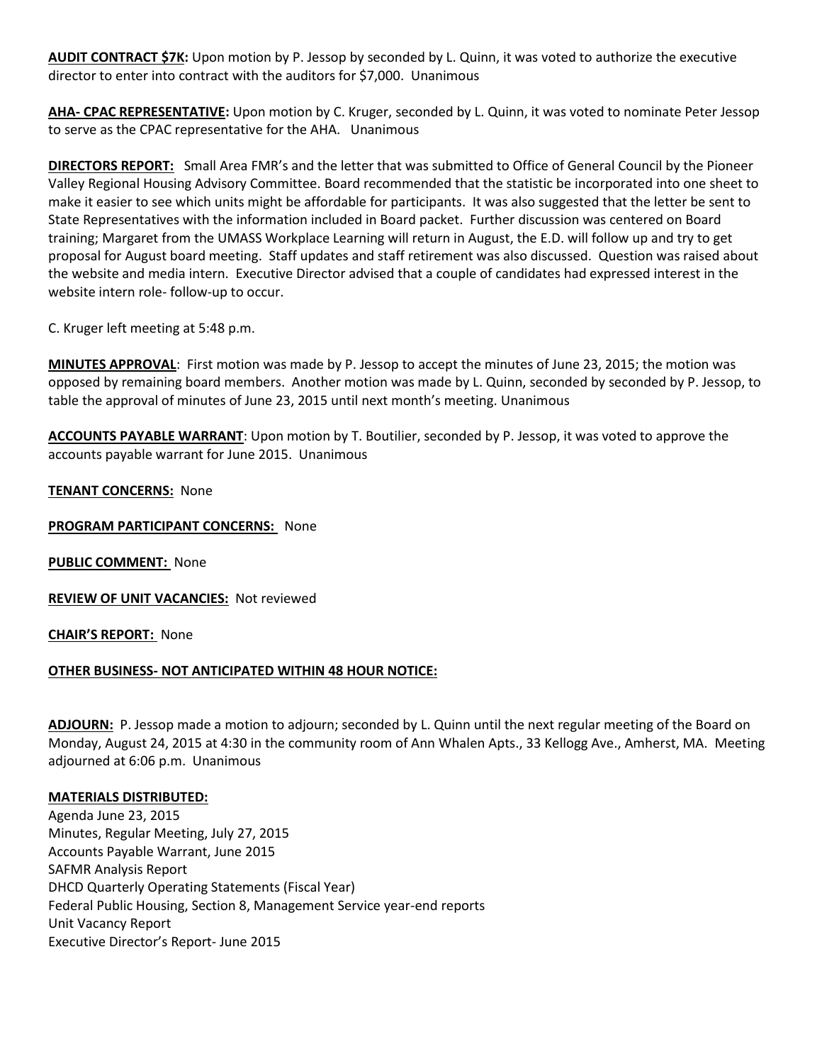**AUDIT CONTRACT $7K:** Upon motion by P. Jessop by seconded by L. Quinn, it was voted to authorize the executive director to enter into contract with the auditors for $7,000. Unanimous

**AHA- CPAC REPRESENTATIVE:** Upon motion by C. Kruger, seconded by L. Quinn, it was voted to nominate Peter Jessop to serve as the CPAC representative for the AHA. Unanimous

**DIRECTORS REPORT:** Small Area FMR's and the letter that was submitted to Office of General Council by the Pioneer Valley Regional Housing Advisory Committee. Board recommended that the statistic be incorporated into one sheet to make it easier to see which units might be affordable for participants. It was also suggested that the letter be sent to State Representatives with the information included in Board packet. Further discussion was centered on Board training; Margaret from the UMASS Workplace Learning will return in August, the E.D. will follow up and try to get proposal for August board meeting. Staff updates and staff retirement was also discussed. Question was raised about the website and media intern. Executive Director advised that a couple of candidates had expressed interest in the website intern role- follow-up to occur.

C. Kruger left meeting at 5:48 p.m.

**MINUTES APPROVAL**: First motion was made by P. Jessop to accept the minutes of June 23, 2015; the motion was opposed by remaining board members. Another motion was made by L. Quinn, seconded by seconded by P. Jessop, to table the approval of minutes of June 23, 2015 until next month's meeting. Unanimous

**ACCOUNTS PAYABLE WARRANT**: Upon motion by T. Boutilier, seconded by P. Jessop, it was voted to approve the accounts payable warrant for June 2015. Unanimous

**TENANT CONCERNS:** None

**PROGRAM PARTICIPANT CONCERNS:** None

**PUBLIC COMMENT:** None

**REVIEW OF UNIT VACANCIES:** Not reviewed

**CHAIR'S REPORT:** None

**OTHER BUSINESS- NOT ANTICIPATED WITHIN 48 HOUR NOTICE:**

**ADJOURN:** P. Jessop made a motion to adjourn; seconded by L. Quinn until the next regular meeting of the Board on Monday, August 24, 2015 at 4:30 in the community room of Ann Whalen Apts., 33 Kellogg Ave., Amherst, MA. Meeting adjourned at 6:06 p.m. Unanimous

**MATERIALS DISTRIBUTED:**

Agenda June 23, 2015
Minutes, Regular Meeting, July 27, 2015
Accounts Payable Warrant, June 2015
SAFMR Analysis Report
DHCD Quarterly Operating Statements (Fiscal Year)
Federal Public Housing, Section 8, Management Service year-end reports
Unit Vacancy Report
Executive Director's Report- June 2015